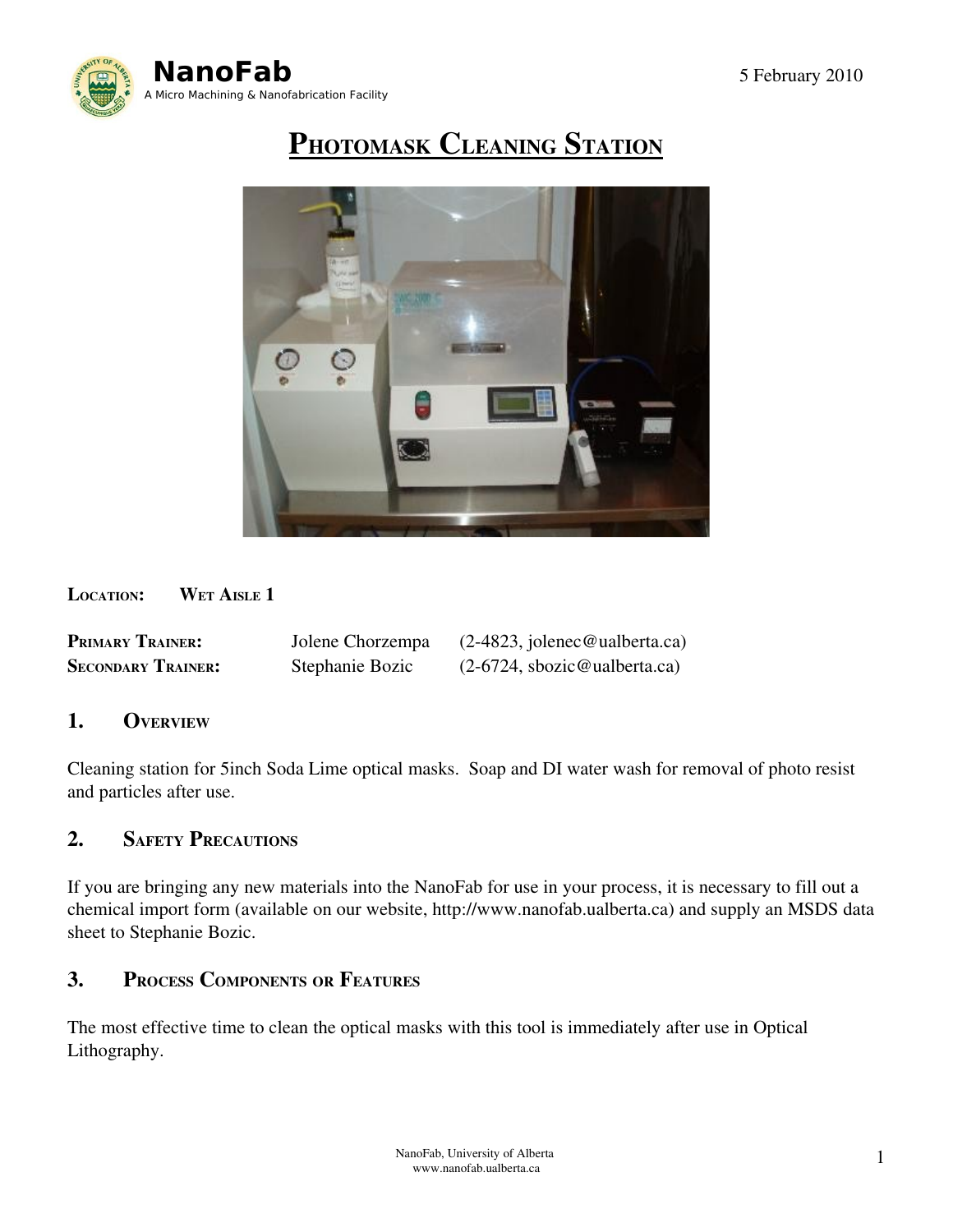NanoFab
A Micro Machining & Nanofabrication Facility

5 February 2010

# Photomask Cleaning Station

**Location:** **Wet Aisle 1**

| | | |
|---|---|---|
| **Primary Trainer:** | Jolene Chorzempa | (2-4823, jolenec@ualberta.ca) |
| **Secondary Trainer:** | Stephanie Bozic | (2-6724, sbozic@ualberta.ca) |

## 1. Overview

Cleaning station for 5inch Soda Lime optical masks. Soap and DI water wash for removal of photo resist and particles after use.

## 2. Safety Precautions

If you are bringing any new materials into the NanoFab for use in your process, it is necessary to fill out a chemical import form (available on our website, http://www.nanofab.ualberta.ca) and supply an MSDS data sheet to Stephanie Bozic.

## 3. Process Components or Features

The most effective time to clean the optical masks with this tool is immediately after use in Optical Lithography.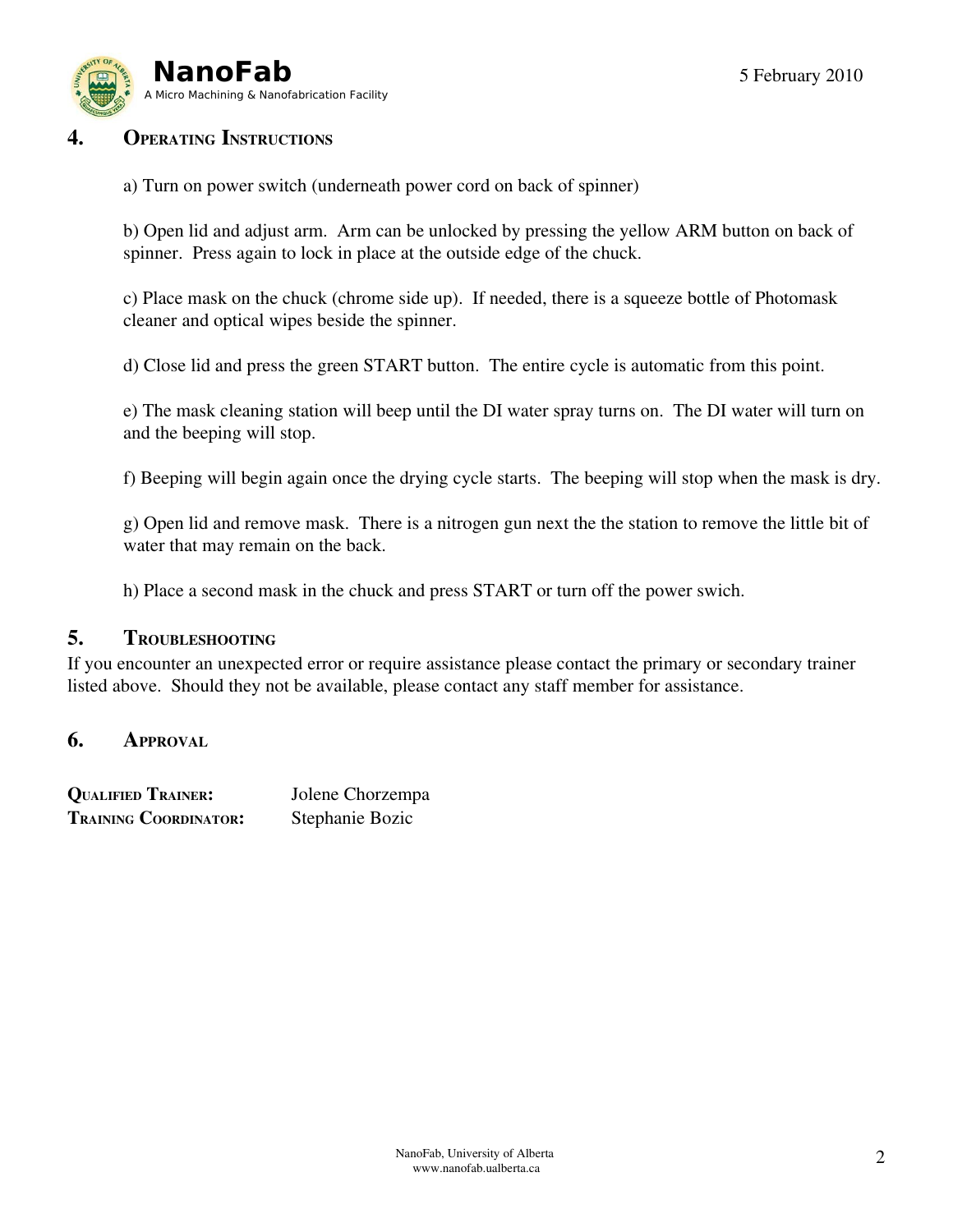## 4. Operating Instructions

a) Turn on power switch (underneath power cord on back of spinner)

b) Open lid and adjust arm. Arm can be unlocked by pressing the yellow ARM button on back of spinner. Press again to lock in place at the outside edge of the chuck.

c) Place mask on the chuck (chrome side up). If needed, there is a squeeze bottle of Photomask cleaner and optical wipes beside the spinner.

d) Close lid and press the green START button. The entire cycle is automatic from this point.

e) The mask cleaning station will beep until the DI water spray turns on. The DI water will turn on and the beeping will stop.

f) Beeping will begin again once the drying cycle starts. The beeping will stop when the mask is dry.

g) Open lid and remove mask. There is a nitrogen gun next the the station to remove the little bit of water that may remain on the back.

h) Place a second mask in the chuck and press START or turn off the power swich.

## 5. Troubleshooting

If you encounter an unexpected error or require assistance please contact the primary or secondary trainer listed above. Should they not be available, please contact any staff member for assistance.

## 6. Approval

**Qualified Trainer:** Jolene Chorzempa
**Training Coordinator:** Stephanie Bozic